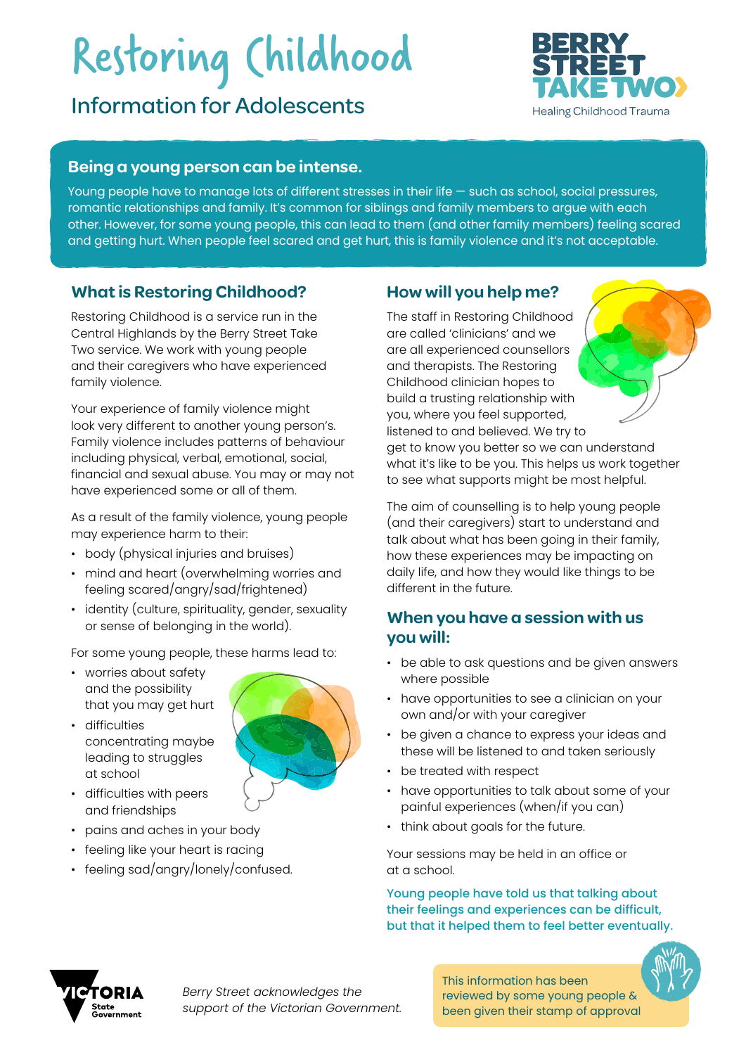# Restoring Childhood

## Information for Adolescents

BERRY STREET TAKE TWO
Healing Childhood Trauma

### Being a young person can be intense.

Young people have to manage lots of different stresses in their life — such as school, social pressures, romantic relationships and family. It's common for siblings and family members to argue with each other. However, for some young people, this can lead to them (and other family members) feeling scared and getting hurt. When people feel scared and get hurt, this is family violence and it's not acceptable.

### What is Restoring Childhood?

Restoring Childhood is a service run in the Central Highlands by the Berry Street Take Two service. We work with young people and their caregivers who have experienced family violence.

Your experience of family violence might look very different to another young person's. Family violence includes patterns of behaviour including physical, verbal, emotional, social, financial and sexual abuse. You may or may not have experienced some or all of them.

As a result of the family violence, young people may experience harm to their:

- body (physical injuries and bruises)
- mind and heart (overwhelming worries and feeling scared/angry/sad/frightened)
- identity (culture, spirituality, gender, sexuality or sense of belonging in the world).

For some young people, these harms lead to:

- worries about safety and the possibility that you may get hurt
- difficulties concentrating maybe leading to struggles at school
- difficulties with peers and friendships
- pains and aches in your body
- feeling like your heart is racing
- feeling sad/angry/lonely/confused.

### How will you help me?

The staff in Restoring Childhood are called 'clinicians' and we are all experienced counsellors and therapists. The Restoring Childhood clinician hopes to build a trusting relationship with you, where you feel supported, listened to and believed. We try to get to know you better so we can understand what it's like to be you. This helps us work together to see what supports might be most helpful.

The aim of counselling is to help young people (and their caregivers) start to understand and talk about what has been going in their family, how these experiences may be impacting on daily life, and how they would like things to be different in the future.

### When you have a session with us you will:

- be able to ask questions and be given answers where possible
- have opportunities to see a clinician on your own and/or with your caregiver
- be given a chance to express your ideas and these will be listened to and taken seriously
- be treated with respect
- have opportunities to talk about some of your painful experiences (when/if you can)
- think about goals for the future.

Your sessions may be held in an office or at a school.

Young people have told us that talking about their feelings and experiences can be difficult, but that it helped them to feel better eventually.

VICTORIA State Government

*Berry Street acknowledges the support of the Victorian Government.*

This information has been reviewed by some young people & been given their stamp of approval